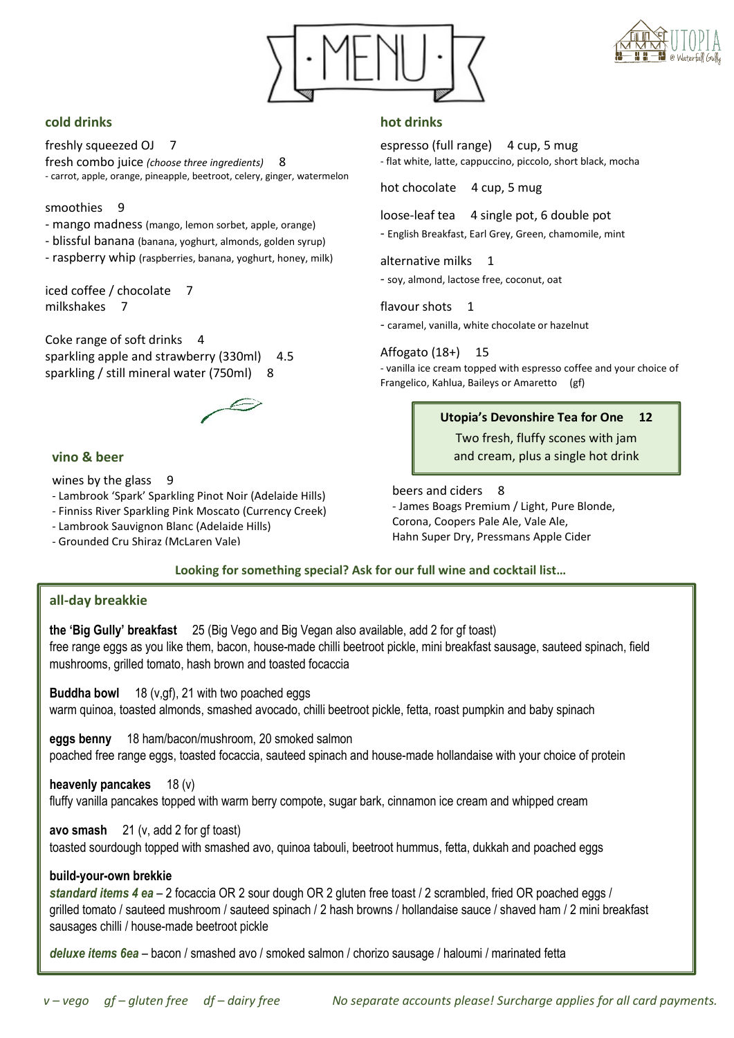# MENU

## cold drinks

freshly squeezed OJ 7

fresh combo juice *(choose three ingredients)* 8
- carrot, apple, orange, pineapple, beetroot, celery, ginger, watermelon

smoothies 9
- mango madness (mango, lemon sorbet, apple, orange)
- blissful banana (banana, yoghurt, almonds, golden syrup)
- raspberry whip (raspberries, banana, yoghurt, honey, milk)

iced coffee / chocolate 7

milkshakes 7

Coke range of soft drinks 4

sparkling apple and strawberry (330ml) 4.5

sparkling / still mineral water (750ml) 8

## vino & beer

wines by the glass 9
- Lambrook 'Spark' Sparkling Pinot Noir (Adelaide Hills)
- Finniss River Sparkling Pink Moscato (Currency Creek)
- Lambrook Sauvignon Blanc (Adelaide Hills)
- Grounded Cru Shiraz (McLaren Vale)

## hot drinks

espresso (full range) 4 cup, 5 mug
- flat white, latte, cappuccino, piccolo, short black, mocha

hot chocolate 4 cup, 5 mug

loose-leaf tea 4 single pot, 6 double pot
- English Breakfast, Earl Grey, Green, chamomile, mint

alternative milks 1
- soy, almond, lactose free, coconut, oat

flavour shots 1
- caramel, vanilla, white chocolate or hazelnut

Affogato (18+) 15
- vanilla ice cream topped with espresso coffee and your choice of Frangelico, Kahlua, Baileys or Amaretto (gf)

**Utopia's Devonshire Tea for One 12**
Two fresh, fluffy scones with jam and cream, plus a single hot drink

beers and ciders 8
- James Boags Premium / Light, Pure Blonde, Corona, Coopers Pale Ale, Vale Ale, Hahn Super Dry, Pressmans Apple Cider

**Looking for something special? Ask for our full wine and cocktail list…**

## all-day breakkie

**the 'Big Gully' breakfast** 25 (Big Vego and Big Vegan also available, add 2 for gf toast)
free range eggs as you like them, bacon, house-made chilli beetroot pickle, mini breakfast sausage, sauteed spinach, field mushrooms, grilled tomato, hash brown and toasted focaccia

**Buddha bowl** 18 (v,gf), 21 with two poached eggs
warm quinoa, toasted almonds, smashed avocado, chilli beetroot pickle, fetta, roast pumpkin and baby spinach

**eggs benny** 18 ham/bacon/mushroom, 20 smoked salmon
poached free range eggs, toasted focaccia, sauteed spinach and house-made hollandaise with your choice of protein

**heavenly pancakes** 18 (v)
fluffy vanilla pancakes topped with warm berry compote, sugar bark, cinnamon ice cream and whipped cream

**avo smash** 21 (v, add 2 for gf toast)
toasted sourdough topped with smashed avo, quinoa tabouli, beetroot hummus, fetta, dukkah and poached eggs

**build-your-own brekkie**
***standard items 4 ea*** – 2 focaccia OR 2 sour dough OR 2 gluten free toast / 2 scrambled, fried OR poached eggs / grilled tomato / sauteed mushroom / sauteed spinach / 2 hash browns / hollandaise sauce / shaved ham / 2 mini breakfast sausages chilli / house-made beetroot pickle

***deluxe items 6ea*** – bacon / smashed avo / smoked salmon / chorizo sausage / haloumi / marinated fetta

*v – vego gf – gluten free df – dairy free*

*No separate accounts please! Surcharge applies for all card payments.*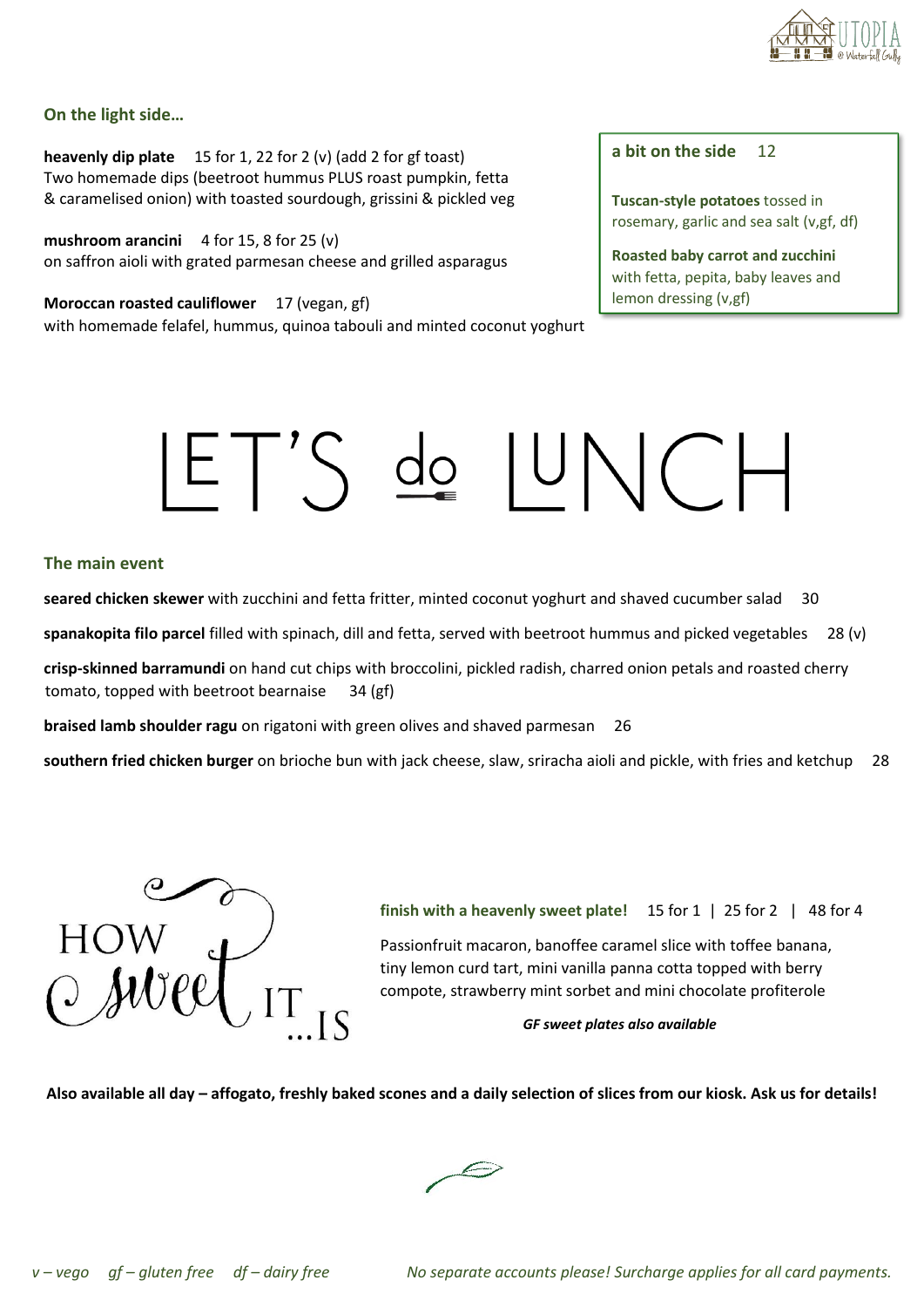## On the light side…

**heavenly dip plate** 15 for 1, 22 for 2 (v) (add 2 for gf toast)
Two homemade dips (beetroot hummus PLUS roast pumpkin, fetta & caramelised onion) with toasted sourdough, grissini & pickled veg

**mushroom arancini** 4 for 15, 8 for 25 (v)
on saffron aioli with grated parmesan cheese and grilled asparagus

**Moroccan roasted cauliflower** 17 (vegan, gf)
with homemade felafel, hummus, quinoa tabouli and minted coconut yoghurt

### a bit on the side 12

**Tuscan-style potatoes** tossed in rosemary, garlic and sea salt (v,gf, df)

**Roasted baby carrot and zucchini** with fetta, pepita, baby leaves and lemon dressing (v,gf)

# LET'S do LUNCH

## The main event

**seared chicken skewer** with zucchini and fetta fritter, minted coconut yoghurt and shaved cucumber salad 30

**spanakopita filo parcel** filled with spinach, dill and fetta, served with beetroot hummus and picked vegetables 28 (v)

**crisp-skinned barramundi** on hand cut chips with broccolini, pickled radish, charred onion petals and roasted cherry tomato, topped with beetroot bearnaise 34 (gf)

**braised lamb shoulder ragu** on rigatoni with green olives and shaved parmesan 26

**southern fried chicken burger** on brioche bun with jack cheese, slaw, sriracha aioli and pickle, with fries and ketchup 28

## HOW sweet IT …IS

**finish with a heavenly sweet plate!** 15 for 1 | 25 for 2 | 48 for 4

Passionfruit macaron, banoffee caramel slice with toffee banana, tiny lemon curd tart, mini vanilla panna cotta topped with berry compote, strawberry mint sorbet and mini chocolate profiterole

***GF sweet plates also available***

**Also available all day – affogato, freshly baked scones and a daily selection of slices from our kiosk. Ask us for details!**

*v – vego gf – gluten free df – dairy free*

*No separate accounts please! Surcharge applies for all card payments.*